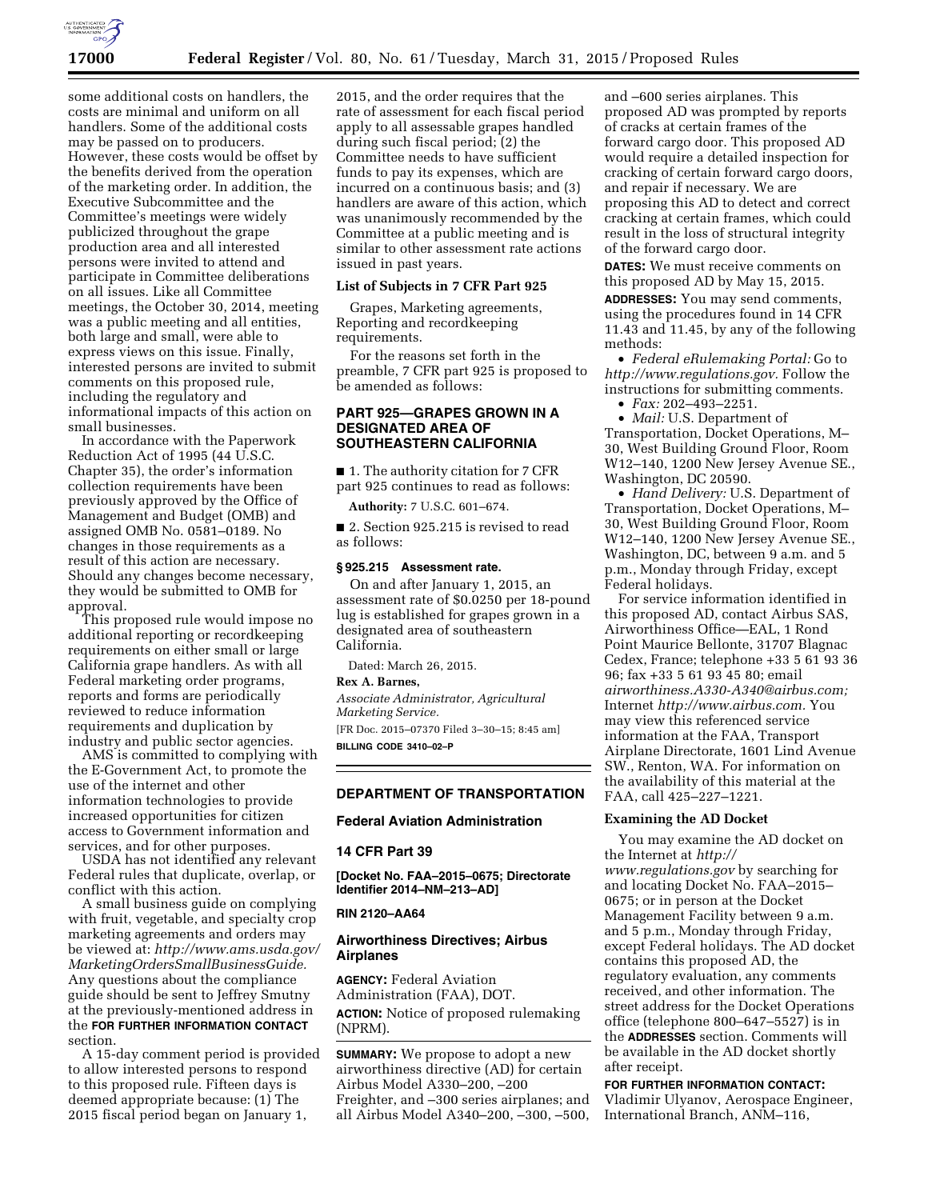some additional costs on handlers, the costs are minimal and uniform on all handlers. Some of the additional costs may be passed on to producers. However, these costs would be offset by the benefits derived from the operation of the marketing order. In addition, the Executive Subcommittee and the Committee's meetings were widely publicized throughout the grape production area and all interested persons were invited to attend and participate in Committee deliberations on all issues. Like all Committee meetings, the October 30, 2014, meeting was a public meeting and all entities, both large and small, were able to express views on this issue. Finally, interested persons are invited to submit comments on this proposed rule, including the regulatory and informational impacts of this action on small businesses.

In accordance with the Paperwork Reduction Act of 1995 (44 U.S.C. Chapter 35), the order's information collection requirements have been previously approved by the Office of Management and Budget (OMB) and assigned OMB No. 0581–0189. No changes in those requirements as a result of this action are necessary. Should any changes become necessary, they would be submitted to OMB for approval.

This proposed rule would impose no additional reporting or recordkeeping requirements on either small or large California grape handlers. As with all Federal marketing order programs, reports and forms are periodically reviewed to reduce information requirements and duplication by industry and public sector agencies.

AMS is committed to complying with the E-Government Act, to promote the use of the internet and other information technologies to provide increased opportunities for citizen access to Government information and services, and for other purposes.

USDA has not identified any relevant Federal rules that duplicate, overlap, or conflict with this action.

A small business guide on complying with fruit, vegetable, and specialty crop marketing agreements and orders may be viewed at: *http://www.ams.usda.gov/MarketingOrdersSmallBusinessGuide.* Any questions about the compliance guide should be sent to Jeffrey Smutny at the previously-mentioned address in the **FOR FURTHER INFORMATION CONTACT** section.

A 15-day comment period is provided to allow interested persons to respond to this proposed rule. Fifteen days is deemed appropriate because: (1) The 2015 fiscal period began on January 1, 2015, and the order requires that the rate of assessment for each fiscal period apply to all assessable grapes handled during such fiscal period; (2) the Committee needs to have sufficient funds to pay its expenses, which are incurred on a continuous basis; and (3) handlers are aware of this action, which was unanimously recommended by the Committee at a public meeting and is similar to other assessment rate actions issued in past years.

**List of Subjects in 7 CFR Part 925**

Grapes, Marketing agreements, Reporting and recordkeeping requirements.

For the reasons set forth in the preamble, 7 CFR part 925 is proposed to be amended as follows:

## PART 925—GRAPES GROWN IN A DESIGNATED AREA OF SOUTHEASTERN CALIFORNIA

■ 1. The authority citation for 7 CFR part 925 continues to read as follows:

**Authority:** 7 U.S.C. 601–674.

■ 2. Section 925.215 is revised to read as follows:

**§ 925.215 Assessment rate.**

On and after January 1, 2015, an assessment rate of $0.0250 per 18-pound lug is established for grapes grown in a designated area of southeastern California.

Dated: March 26, 2015.

**Rex A. Barnes,**

*Associate Administrator, Agricultural Marketing Service.*

[FR Doc. 2015–07370 Filed 3–30–15; 8:45 am]

**BILLING CODE 3410–02–P**

## DEPARTMENT OF TRANSPORTATION

### Federal Aviation Administration

### 14 CFR Part 39

**[Docket No. FAA–2015–0675; Directorate Identifier 2014–NM–213–AD]**

**RIN 2120–AA64**

### Airworthiness Directives; Airbus Airplanes

**AGENCY:** Federal Aviation Administration (FAA), DOT.

**ACTION:** Notice of proposed rulemaking (NPRM).

**SUMMARY:** We propose to adopt a new airworthiness directive (AD) for certain Airbus Model A330–200, –200 Freighter, and –300 series airplanes; and all Airbus Model A340–200, –300, –500, and –600 series airplanes. This proposed AD was prompted by reports of cracks at certain frames of the forward cargo door. This proposed AD would require a detailed inspection for cracking of certain forward cargo doors, and repair if necessary. We are proposing this AD to detect and correct cracking at certain frames, which could result in the loss of structural integrity of the forward cargo door.

**DATES:** We must receive comments on this proposed AD by May 15, 2015.

**ADDRESSES:** You may send comments, using the procedures found in 14 CFR 11.43 and 11.45, by any of the following methods:

- *Federal eRulemaking Portal:* Go to *http://www.regulations.gov.* Follow the instructions for submitting comments.
- *Fax:* 202–493–2251.
- *Mail:* U.S. Department of Transportation, Docket Operations, M–30, West Building Ground Floor, Room W12–140, 1200 New Jersey Avenue SE., Washington, DC 20590.
- *Hand Delivery:* U.S. Department of Transportation, Docket Operations, M–30, West Building Ground Floor, Room W12–140, 1200 New Jersey Avenue SE., Washington, DC, between 9 a.m. and 5 p.m., Monday through Friday, except Federal holidays.

For service information identified in this proposed AD, contact Airbus SAS, Airworthiness Office—EAL, 1 Rond Point Maurice Bellonte, 31707 Blagnac Cedex, France; telephone +33 5 61 93 36 96; fax +33 5 61 93 45 80; email *airworthiness.A330-A340@airbus.com;* Internet *http://www.airbus.com.* You may view this referenced service information at the FAA, Transport Airplane Directorate, 1601 Lind Avenue SW., Renton, WA. For information on the availability of this material at the FAA, call 425–227–1221.

**Examining the AD Docket**

You may examine the AD docket on the Internet at *http://www.regulations.gov* by searching for and locating Docket No. FAA–2015–0675; or in person at the Docket Management Facility between 9 a.m. and 5 p.m., Monday through Friday, except Federal holidays. The AD docket contains this proposed AD, the regulatory evaluation, any comments received, and other information. The street address for the Docket Operations office (telephone 800–647–5527) is in the **ADDRESSES** section. Comments will be available in the AD docket shortly after receipt.

**FOR FURTHER INFORMATION CONTACT:** Vladimir Ulyanov, Aerospace Engineer, International Branch, ANM–116,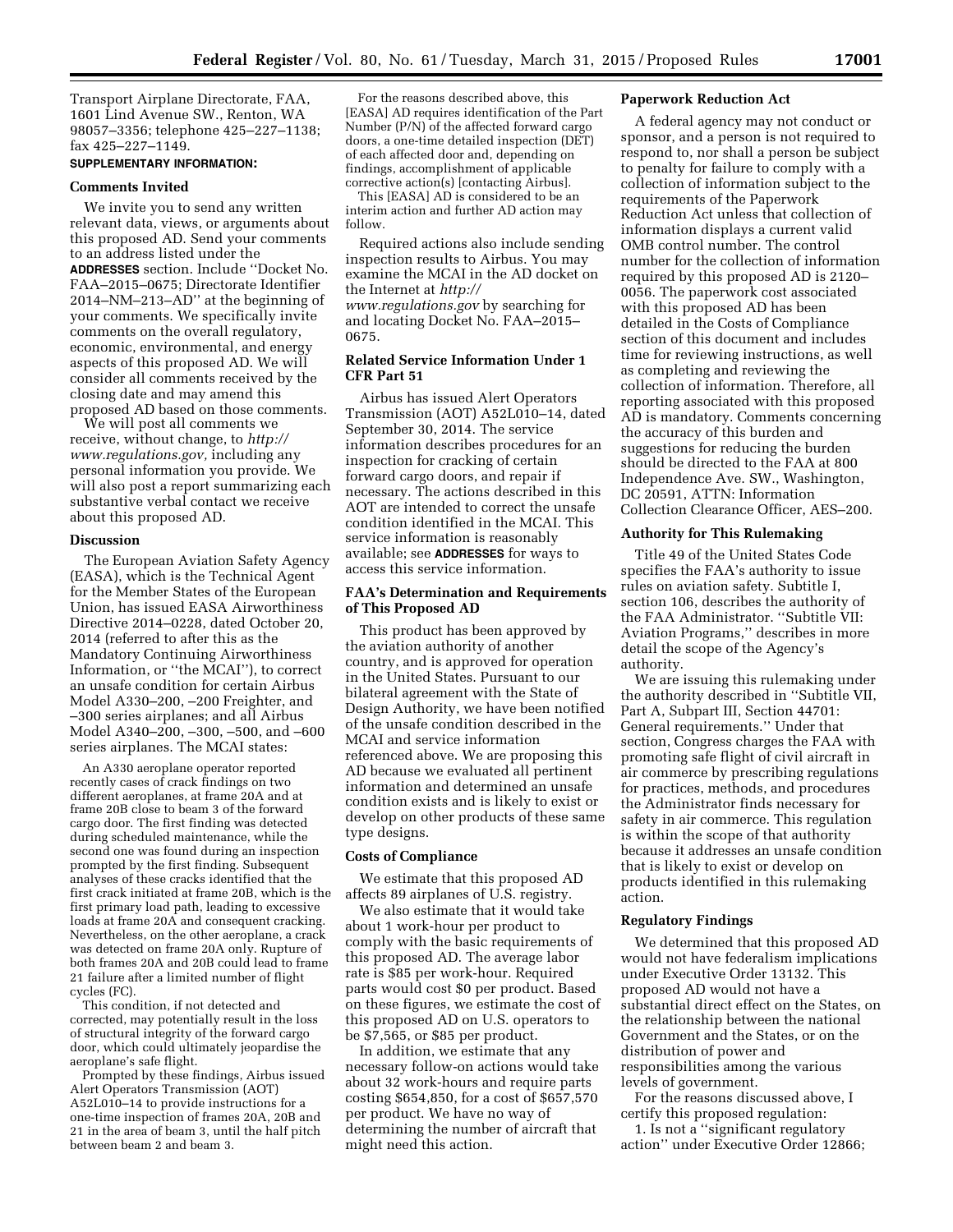Transport Airplane Directorate, FAA, 1601 Lind Avenue SW., Renton, WA 98057–3356; telephone 425–227–1138; fax 425–227–1149.

**SUPPLEMENTARY INFORMATION:**

## Comments Invited

We invite you to send any written relevant data, views, or arguments about this proposed AD. Send your comments to an address listed under the **ADDRESSES** section. Include ''Docket No. FAA–2015–0675; Directorate Identifier 2014–NM–213–AD'' at the beginning of your comments. We specifically invite comments on the overall regulatory, economic, environmental, and energy aspects of this proposed AD. We will consider all comments received by the closing date and may amend this proposed AD based on those comments.

We will post all comments we receive, without change, to *http://www.regulations.gov,* including any personal information you provide. We will also post a report summarizing each substantive verbal contact we receive about this proposed AD.

## Discussion

The European Aviation Safety Agency (EASA), which is the Technical Agent for the Member States of the European Union, has issued EASA Airworthiness Directive 2014–0228, dated October 20, 2014 (referred to after this as the Mandatory Continuing Airworthiness Information, or ''the MCAI''), to correct an unsafe condition for certain Airbus Model A330–200, –200 Freighter, and –300 series airplanes; and all Airbus Model A340–200, –300, –500, and –600 series airplanes. The MCAI states:

> An A330 aeroplane operator reported recently cases of crack findings on two different aeroplanes, at frame 20A and at frame 20B close to beam 3 of the forward cargo door. The first finding was detected during scheduled maintenance, while the second one was found during an inspection prompted by the first finding. Subsequent analyses of these cracks identified that the first crack initiated at frame 20B, which is the first primary load path, leading to excessive loads at frame 20A and consequent cracking. Nevertheless, on the other aeroplane, a crack was detected on frame 20A only. Rupture of both frames 20A and 20B could lead to frame 21 failure after a limited number of flight cycles (FC).
>
> This condition, if not detected and corrected, may potentially result in the loss of structural integrity of the forward cargo door, which could ultimately jeopardise the aeroplane's safe flight.
>
> Prompted by these findings, Airbus issued Alert Operators Transmission (AOT) A52L010–14 to provide instructions for a one-time inspection of frames 20A, 20B and 21 in the area of beam 3, until the half pitch between beam 2 and beam 3.
>
> For the reasons described above, this [EASA] AD requires identification of the Part Number (P/N) of the affected forward cargo doors, a one-time detailed inspection (DET) of each affected door and, depending on findings, accomplishment of applicable corrective action(s) [contacting Airbus].
>
> This [EASA] AD is considered to be an interim action and further AD action may follow.

Required actions also include sending inspection results to Airbus. You may examine the MCAI in the AD docket on the Internet at *http://www.regulations.gov* by searching for and locating Docket No. FAA–2015–0675.

## Related Service Information Under 1 CFR Part 51

Airbus has issued Alert Operators Transmission (AOT) A52L010–14, dated September 30, 2014. The service information describes procedures for an inspection for cracking of certain forward cargo doors, and repair if necessary. The actions described in this AOT are intended to correct the unsafe condition identified in the MCAI. This service information is reasonably available; see **ADDRESSES** for ways to access this service information.

## FAA's Determination and Requirements of This Proposed AD

This product has been approved by the aviation authority of another country, and is approved for operation in the United States. Pursuant to our bilateral agreement with the State of Design Authority, we have been notified of the unsafe condition described in the MCAI and service information referenced above. We are proposing this AD because we evaluated all pertinent information and determined an unsafe condition exists and is likely to exist or develop on other products of these same type designs.

## Costs of Compliance

We estimate that this proposed AD affects 89 airplanes of U.S. registry.

We also estimate that it would take about 1 work-hour per product to comply with the basic requirements of this proposed AD. The average labor rate is $85 per work-hour. Required parts would cost $0 per product. Based on these figures, we estimate the cost of this proposed AD on U.S. operators to be $7,565, or $85 per product.

In addition, we estimate that any necessary follow-on actions would take about 32 work-hours and require parts costing $654,850, for a cost of $657,570 per product. We have no way of determining the number of aircraft that might need this action.

## Paperwork Reduction Act

A federal agency may not conduct or sponsor, and a person is not required to respond to, nor shall a person be subject to penalty for failure to comply with a collection of information subject to the requirements of the Paperwork Reduction Act unless that collection of information displays a current valid OMB control number. The control number for the collection of information required by this proposed AD is 2120–0056. The paperwork cost associated with this proposed AD has been detailed in the Costs of Compliance section of this document and includes time for reviewing instructions, as well as completing and reviewing the collection of information. Therefore, all reporting associated with this proposed AD is mandatory. Comments concerning the accuracy of this burden and suggestions for reducing the burden should be directed to the FAA at 800 Independence Ave. SW., Washington, DC 20591, ATTN: Information Collection Clearance Officer, AES–200.

## Authority for This Rulemaking

Title 49 of the United States Code specifies the FAA's authority to issue rules on aviation safety. Subtitle I, section 106, describes the authority of the FAA Administrator. ''Subtitle VII: Aviation Programs,'' describes in more detail the scope of the Agency's authority.

We are issuing this rulemaking under the authority described in ''Subtitle VII, Part A, Subpart III, Section 44701: General requirements.'' Under that section, Congress charges the FAA with promoting safe flight of civil aircraft in air commerce by prescribing regulations for practices, methods, and procedures the Administrator finds necessary for safety in air commerce. This regulation is within the scope of that authority because it addresses an unsafe condition that is likely to exist or develop on products identified in this rulemaking action.

## Regulatory Findings

We determined that this proposed AD would not have federalism implications under Executive Order 13132. This proposed AD would not have a substantial direct effect on the States, on the relationship between the national Government and the States, or on the distribution of power and responsibilities among the various levels of government.

For the reasons discussed above, I certify this proposed regulation:

1. Is not a ''significant regulatory action'' under Executive Order 12866;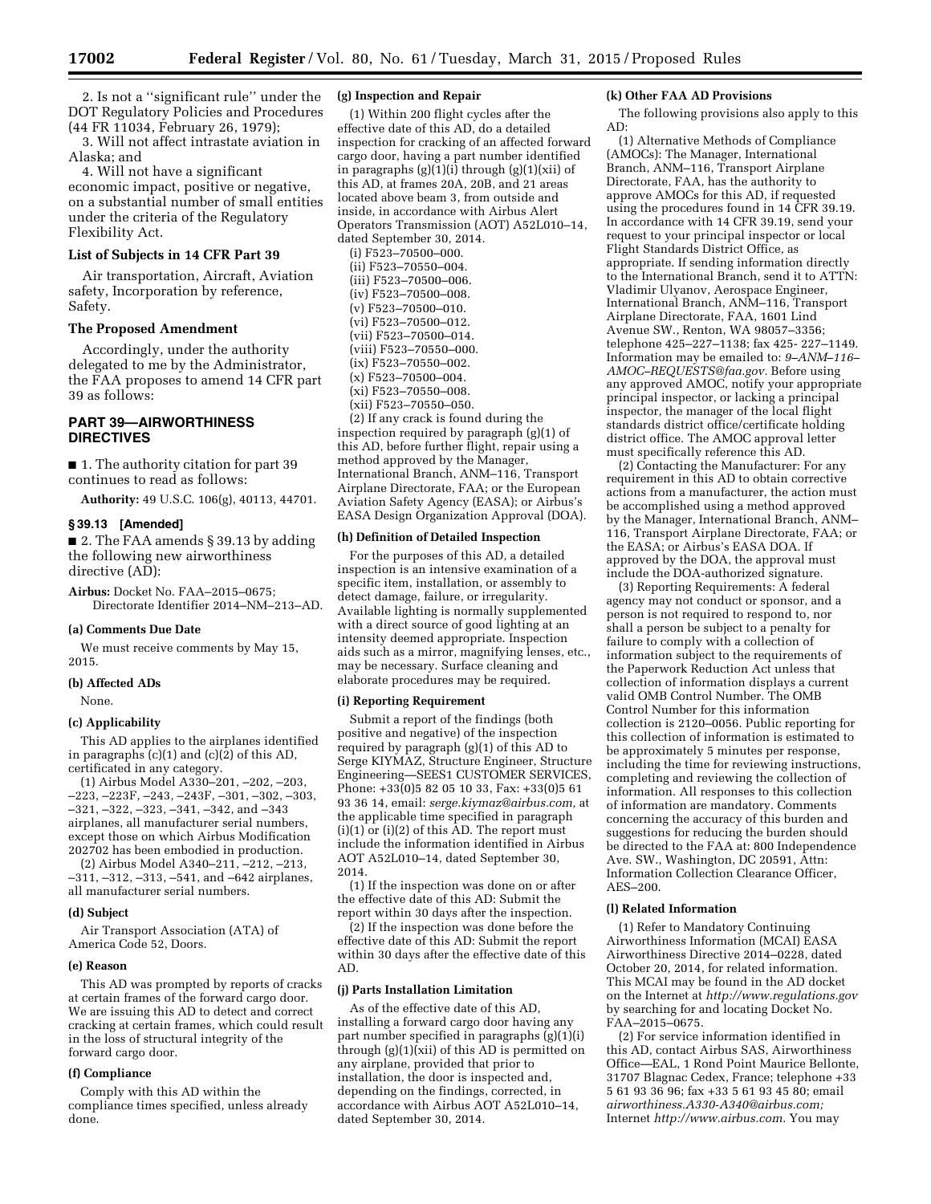2. Is not a ''significant rule'' under the DOT Regulatory Policies and Procedures (44 FR 11034, February 26, 1979);

3. Will not affect intrastate aviation in Alaska; and

4. Will not have a significant economic impact, positive or negative, on a substantial number of small entities under the criteria of the Regulatory Flexibility Act.

### List of Subjects in 14 CFR Part 39

Air transportation, Aircraft, Aviation safety, Incorporation by reference, Safety.

### The Proposed Amendment

Accordingly, under the authority delegated to me by the Administrator, the FAA proposes to amend 14 CFR part 39 as follows:

## PART 39—AIRWORTHINESS DIRECTIVES

■ 1. The authority citation for part 39 continues to read as follows:

**Authority:** 49 U.S.C. 106(g), 40113, 44701.

### § 39.13 [Amended]

■ 2. The FAA amends § 39.13 by adding the following new airworthiness directive (AD):

**Airbus:** Docket No. FAA–2015–0675; Directorate Identifier 2014–NM–213–AD.

#### (a) Comments Due Date

We must receive comments by May 15, 2015.

#### (b) Affected ADs

None.

#### (c) Applicability

This AD applies to the airplanes identified in paragraphs (c)(1) and (c)(2) of this AD, certificated in any category.

(1) Airbus Model A330–201, –202, –203, –223, –223F, –243, –243F, –301, –302, –303, –321, –322, –323, –341, –342, and –343 airplanes, all manufacturer serial numbers, except those on which Airbus Modification 202702 has been embodied in production.

(2) Airbus Model A340–211, –212, –213, –311, –312, –313, –541, and –642 airplanes, all manufacturer serial numbers.

#### (d) Subject

Air Transport Association (ATA) of America Code 52, Doors.

#### (e) Reason

This AD was prompted by reports of cracks at certain frames of the forward cargo door. We are issuing this AD to detect and correct cracking at certain frames, which could result in the loss of structural integrity of the forward cargo door.

#### (f) Compliance

Comply with this AD within the compliance times specified, unless already done.

#### (g) Inspection and Repair

(1) Within 200 flight cycles after the effective date of this AD, do a detailed inspection for cracking of an affected forward cargo door, having a part number identified in paragraphs (g)(1)(i) through (g)(1)(xii) of this AD, at frames 20A, 20B, and 21 areas located above beam 3, from outside and inside, in accordance with Airbus Alert Operators Transmission (AOT) A52L010–14, dated September 30, 2014.

(i) F523–70500–000.
(ii) F523–70550–004.
(iii) F523–70500–006.
(iv) F523–70500–008.
(v) F523–70500–010.
(vi) F523–70500–012.
(vii) F523–70500–014.
(viii) F523–70550–000.
(ix) F523–70550–002.
(x) F523–70500–004.
(xi) F523–70550–008.
(xii) F523–70550–050.

(2) If any crack is found during the inspection required by paragraph (g)(1) of this AD, before further flight, repair using a method approved by the Manager, International Branch, ANM–116, Transport Airplane Directorate, FAA; or the European Aviation Safety Agency (EASA); or Airbus's EASA Design Organization Approval (DOA).

#### (h) Definition of Detailed Inspection

For the purposes of this AD, a detailed inspection is an intensive examination of a specific item, installation, or assembly to detect damage, failure, or irregularity. Available lighting is normally supplemented with a direct source of good lighting at an intensity deemed appropriate. Inspection aids such as a mirror, magnifying lenses, etc., may be necessary. Surface cleaning and elaborate procedures may be required.

#### (i) Reporting Requirement

Submit a report of the findings (both positive and negative) of the inspection required by paragraph (g)(1) of this AD to Serge KIYMAZ, Structure Engineer, Structure Engineering—SEES1 CUSTOMER SERVICES, Phone: +33(0)5 82 05 10 33, Fax: +33(0)5 61 93 36 14, email: *serge.kiymaz@airbus.com,* at the applicable time specified in paragraph (i)(1) or (i)(2) of this AD. The report must include the information identified in Airbus AOT A52L010–14, dated September 30, 2014.

(1) If the inspection was done on or after the effective date of this AD: Submit the report within 30 days after the inspection.

(2) If the inspection was done before the effective date of this AD: Submit the report within 30 days after the effective date of this AD.

#### (j) Parts Installation Limitation

As of the effective date of this AD, installing a forward cargo door having any part number specified in paragraphs (g)(1)(i) through (g)(1)(xii) of this AD is permitted on any airplane, provided that prior to installation, the door is inspected and, depending on the findings, corrected, in accordance with Airbus AOT A52L010–14, dated September 30, 2014.

#### (k) Other FAA AD Provisions

The following provisions also apply to this AD:

(1) Alternative Methods of Compliance (AMOCs): The Manager, International Branch, ANM–116, Transport Airplane Directorate, FAA, has the authority to approve AMOCs for this AD, if requested using the procedures found in 14 CFR 39.19. In accordance with 14 CFR 39.19, send your request to your principal inspector or local Flight Standards District Office, as appropriate. If sending information directly to the International Branch, send it to ATTN: Vladimir Ulyanov, Aerospace Engineer, International Branch, ANM–116, Transport Airplane Directorate, FAA, 1601 Lind Avenue SW., Renton, WA 98057–3356; telephone 425–227–1138; fax 425- 227–1149. Information may be emailed to: *9–ANM–116–AMOC–REQUESTS@faa.gov.* Before using any approved AMOC, notify your appropriate principal inspector, or lacking a principal inspector, the manager of the local flight standards district office/certificate holding district office. The AMOC approval letter must specifically reference this AD.

(2) Contacting the Manufacturer: For any requirement in this AD to obtain corrective actions from a manufacturer, the action must be accomplished using a method approved by the Manager, International Branch, ANM–116, Transport Airplane Directorate, FAA; or the EASA; or Airbus's EASA DOA. If approved by the DOA, the approval must include the DOA-authorized signature.

(3) Reporting Requirements: A federal agency may not conduct or sponsor, and a person is not required to respond to, nor shall a person be subject to a penalty for failure to comply with a collection of information subject to the requirements of the Paperwork Reduction Act unless that collection of information displays a current valid OMB Control Number. The OMB Control Number for this information collection is 2120–0056. Public reporting for this collection of information is estimated to be approximately 5 minutes per response, including the time for reviewing instructions, completing and reviewing the collection of information. All responses to this collection of information are mandatory. Comments concerning the accuracy of this burden and suggestions for reducing the burden should be directed to the FAA at: 800 Independence Ave. SW., Washington, DC 20591, Attn: Information Collection Clearance Officer, AES–200.

#### (l) Related Information

(1) Refer to Mandatory Continuing Airworthiness Information (MCAI) EASA Airworthiness Directive 2014–0228, dated October 20, 2014, for related information. This MCAI may be found in the AD docket on the Internet at *http://www.regulations.gov* by searching for and locating Docket No. FAA–2015–0675.

(2) For service information identified in this AD, contact Airbus SAS, Airworthiness Office—EAL, 1 Rond Point Maurice Bellonte, 31707 Blagnac Cedex, France; telephone +33 5 61 93 36 96; fax +33 5 61 93 45 80; email *airworthiness.A330-A340@airbus.com;* Internet *http://www.airbus.com.* You may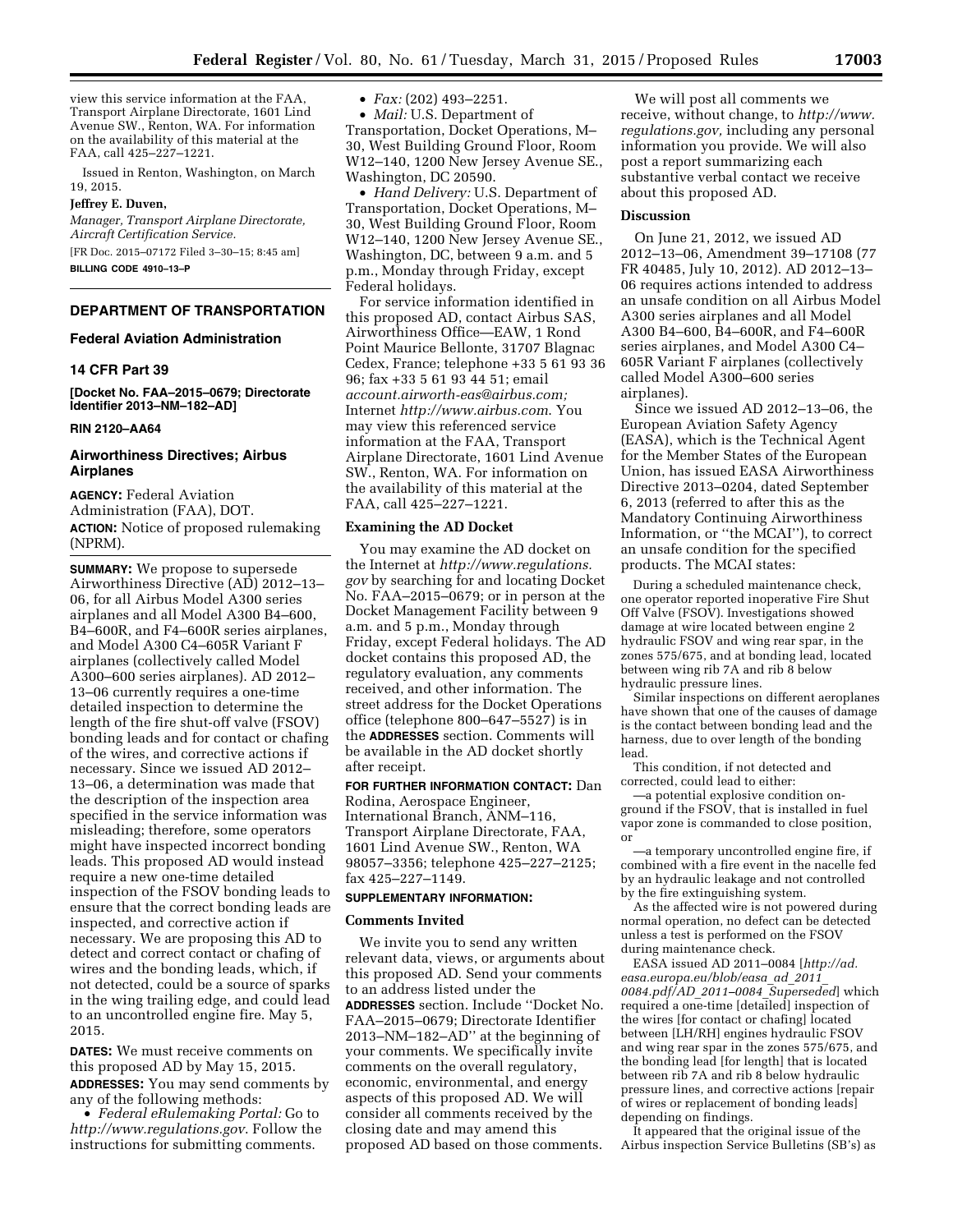view this service information at the FAA, Transport Airplane Directorate, 1601 Lind Avenue SW., Renton, WA. For information on the availability of this material at the FAA, call 425–227–1221.

Issued in Renton, Washington, on March 19, 2015.

**Jeffrey E. Duven,**

*Manager, Transport Airplane Directorate, Aircraft Certification Service.*

[FR Doc. 2015–07172 Filed 3–30–15; 8:45 am]

**BILLING CODE 4910–13–P**

---

## DEPARTMENT OF TRANSPORTATION

### Federal Aviation Administration

### 14 CFR Part 39

**[Docket No. FAA–2015–0679; Directorate Identifier 2013–NM–182–AD]**

**RIN 2120–AA64**

### Airworthiness Directives; Airbus Airplanes

**AGENCY:** Federal Aviation Administration (FAA), DOT.

**ACTION:** Notice of proposed rulemaking (NPRM).

**SUMMARY:** We propose to supersede Airworthiness Directive (AD) 2012–13–06, for all Airbus Model A300 series airplanes and all Model A300 B4–600, B4–600R, and F4–600R series airplanes, and Model A300 C4–605R Variant F airplanes (collectively called Model A300–600 series airplanes). AD 2012–13–06 currently requires a one-time detailed inspection to determine the length of the fire shut-off valve (FSOV) bonding leads and for contact or chafing of the wires, and corrective actions if necessary. Since we issued AD 2012–13–06, a determination was made that the description of the inspection area specified in the service information was misleading; therefore, some operators might have inspected incorrect bonding leads. This proposed AD would instead require a new one-time detailed inspection of the FSOV bonding leads to ensure that the correct bonding leads are inspected, and corrective action if necessary. We are proposing this AD to detect and correct contact or chafing of wires and the bonding leads, which, if not detected, could be a source of sparks in the wing trailing edge, and could lead to an uncontrolled engine fire. May 5, 2015.

**DATES:** We must receive comments on this proposed AD by May 15, 2015.

**ADDRESSES:** You may send comments by any of the following methods:

- *Federal eRulemaking Portal:* Go to *http://www.regulations.gov*. Follow the instructions for submitting comments.
- *Fax:* (202) 493–2251.
- *Mail:* U.S. Department of Transportation, Docket Operations, M–30, West Building Ground Floor, Room W12–140, 1200 New Jersey Avenue SE., Washington, DC 20590.
- *Hand Delivery:* U.S. Department of Transportation, Docket Operations, M–30, West Building Ground Floor, Room W12–140, 1200 New Jersey Avenue SE., Washington, DC, between 9 a.m. and 5 p.m., Monday through Friday, except Federal holidays.

For service information identified in this proposed AD, contact Airbus SAS, Airworthiness Office—EAW, 1 Rond Point Maurice Bellonte, 31707 Blagnac Cedex, France; telephone +33 5 61 93 36 96; fax +33 5 61 93 44 51; email *account.airworth-eas@airbus.com;* Internet *http://www.airbus.com*. You may view this referenced service information at the FAA, Transport Airplane Directorate, 1601 Lind Avenue SW., Renton, WA. For information on the availability of this material at the FAA, call 425–227–1221.

#### Examining the AD Docket

You may examine the AD docket on the Internet at *http://www.regulations.gov* by searching for and locating Docket No. FAA–2015–0679; or in person at the Docket Management Facility between 9 a.m. and 5 p.m., Monday through Friday, except Federal holidays. The AD docket contains this proposed AD, the regulatory evaluation, any comments received, and other information. The street address for the Docket Operations office (telephone 800–647–5527) is in the **ADDRESSES** section. Comments will be available in the AD docket shortly after receipt.

**FOR FURTHER INFORMATION CONTACT:** Dan Rodina, Aerospace Engineer, International Branch, ANM–116, Transport Airplane Directorate, FAA, 1601 Lind Avenue SW., Renton, WA 98057–3356; telephone 425–227–2125; fax 425–227–1149.

**SUPPLEMENTARY INFORMATION:**

#### Comments Invited

We invite you to send any written relevant data, views, or arguments about this proposed AD. Send your comments to an address listed under the **ADDRESSES** section. Include ''Docket No. FAA–2015–0679; Directorate Identifier 2013–NM–182–AD'' at the beginning of your comments. We specifically invite comments on the overall regulatory, economic, environmental, and energy aspects of this proposed AD. We will consider all comments received by the closing date and may amend this proposed AD based on those comments.

We will post all comments we receive, without change, to *http://www.regulations.gov,* including any personal information you provide. We will also post a report summarizing each substantive verbal contact we receive about this proposed AD.

#### Discussion

On June 21, 2012, we issued AD 2012–13–06, Amendment 39–17108 (77 FR 40485, July 10, 2012). AD 2012–13–06 requires actions intended to address an unsafe condition on all Airbus Model A300 series airplanes and all Model A300 B4–600, B4–600R, and F4–600R series airplanes, and Model A300 C4–605R Variant F airplanes (collectively called Model A300–600 series airplanes).

Since we issued AD 2012–13–06, the European Aviation Safety Agency (EASA), which is the Technical Agent for the Member States of the European Union, has issued EASA Airworthiness Directive 2013–0204, dated September 6, 2013 (referred to after this as the Mandatory Continuing Airworthiness Information, or ''the MCAI''), to correct an unsafe condition for the specified products. The MCAI states:

> During a scheduled maintenance check, one operator reported inoperative Fire Shut Off Valve (FSOV). Investigations showed damage at wire located between engine 2 hydraulic FSOV and wing rear spar, in the zones 575/675, and at bonding lead, located between wing rib 7A and rib 8 below hydraulic pressure lines.
>
> Similar inspections on different aeroplanes have shown that one of the causes of damage is the contact between bonding lead and the harness, due to over length of the bonding lead.
>
> This condition, if not detected and corrected, could lead to either:
>
> —a potential explosive condition on-ground if the FSOV, that is installed in fuel vapor zone is commanded to close position, or
>
> —a temporary uncontrolled engine fire, if combined with a fire event in the nacelle fed by an hydraulic leakage and not controlled by the fire extinguishing system.
>
> As the affected wire is not powered during normal operation, no defect can be detected unless a test is performed on the FSOV during maintenance check.
>
> EASA issued AD 2011–0084 [*http://ad.easa.europa.eu/blob/easa_ad_2011_0084.pdf/AD_2011-0084_Superseded*] which required a one-time [detailed] inspection of the wires [for contact or chafing] located between [LH/RH] engines hydraulic FSOV and wing rear spar in the zones 575/675, and the bonding lead [for length] that is located between rib 7A and rib 8 below hydraulic pressure lines, and corrective actions [repair of wires or replacement of bonding leads] depending on findings.
>
> It appeared that the original issue of the Airbus inspection Service Bulletins (SB's) as